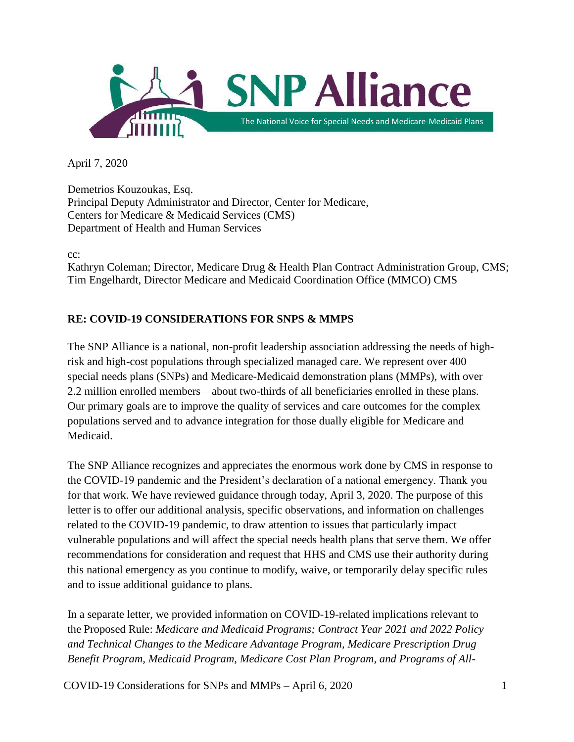SNP Alliance

The National Voice for Special Needs and Medicare-Medicaid Plans

April 7, 2020

Demetrios Kouzoukas, Esq.
Principal Deputy Administrator and Director, Center for Medicare,
Centers for Medicare & Medicaid Services (CMS)
Department of Health and Human Services

cc:
Kathryn Coleman; Director, Medicare Drug & Health Plan Contract Administration Group, CMS;
Tim Engelhardt, Director Medicare and Medicaid Coordination Office (MMCO) CMS

**RE: COVID-19 CONSIDERATIONS FOR SNPS & MMPS**

The SNP Alliance is a national, non-profit leadership association addressing the needs of high-risk and high-cost populations through specialized managed care. We represent over 400 special needs plans (SNPs) and Medicare-Medicaid demonstration plans (MMPs), with over 2.2 million enrolled members—about two-thirds of all beneficiaries enrolled in these plans. Our primary goals are to improve the quality of services and care outcomes for the complex populations served and to advance integration for those dually eligible for Medicare and Medicaid.

The SNP Alliance recognizes and appreciates the enormous work done by CMS in response to the COVID-19 pandemic and the President's declaration of a national emergency. Thank you for that work. We have reviewed guidance through today, April 3, 2020. The purpose of this letter is to offer our additional analysis, specific observations, and information on challenges related to the COVID-19 pandemic, to draw attention to issues that particularly impact vulnerable populations and will affect the special needs health plans that serve them. We offer recommendations for consideration and request that HHS and CMS use their authority during this national emergency as you continue to modify, waive, or temporarily delay specific rules and to issue additional guidance to plans.

In a separate letter, we provided information on COVID-19-related implications relevant to the Proposed Rule: *Medicare and Medicaid Programs; Contract Year 2021 and 2022 Policy and Technical Changes to the Medicare Advantage Program, Medicare Prescription Drug Benefit Program, Medicaid Program, Medicare Cost Plan Program, and Programs of All-*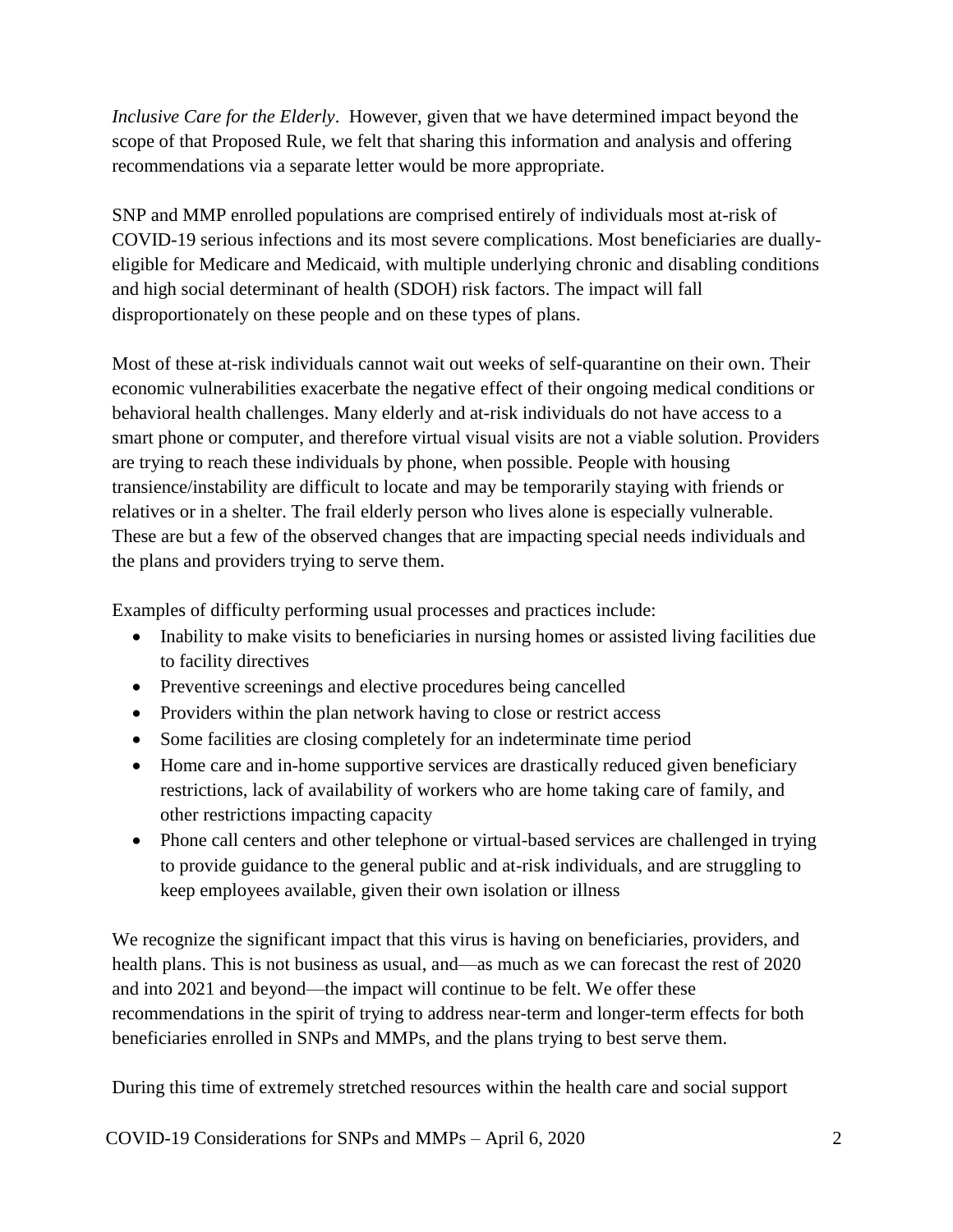*Inclusive Care for the Elderly*. However, given that we have determined impact beyond the scope of that Proposed Rule, we felt that sharing this information and analysis and offering recommendations via a separate letter would be more appropriate.

SNP and MMP enrolled populations are comprised entirely of individuals most at-risk of COVID-19 serious infections and its most severe complications. Most beneficiaries are dually-eligible for Medicare and Medicaid, with multiple underlying chronic and disabling conditions and high social determinant of health (SDOH) risk factors. The impact will fall disproportionately on these people and on these types of plans.

Most of these at-risk individuals cannot wait out weeks of self-quarantine on their own. Their economic vulnerabilities exacerbate the negative effect of their ongoing medical conditions or behavioral health challenges. Many elderly and at-risk individuals do not have access to a smart phone or computer, and therefore virtual visual visits are not a viable solution. Providers are trying to reach these individuals by phone, when possible. People with housing transience/instability are difficult to locate and may be temporarily staying with friends or relatives or in a shelter. The frail elderly person who lives alone is especially vulnerable. These are but a few of the observed changes that are impacting special needs individuals and the plans and providers trying to serve them.

Examples of difficulty performing usual processes and practices include:

- Inability to make visits to beneficiaries in nursing homes or assisted living facilities due to facility directives
- Preventive screenings and elective procedures being cancelled
- Providers within the plan network having to close or restrict access
- Some facilities are closing completely for an indeterminate time period
- Home care and in-home supportive services are drastically reduced given beneficiary restrictions, lack of availability of workers who are home taking care of family, and other restrictions impacting capacity
- Phone call centers and other telephone or virtual-based services are challenged in trying to provide guidance to the general public and at-risk individuals, and are struggling to keep employees available, given their own isolation or illness

We recognize the significant impact that this virus is having on beneficiaries, providers, and health plans. This is not business as usual, and—as much as we can forecast the rest of 2020 and into 2021 and beyond—the impact will continue to be felt. We offer these recommendations in the spirit of trying to address near-term and longer-term effects for both beneficiaries enrolled in SNPs and MMPs, and the plans trying to best serve them.

During this time of extremely stretched resources within the health care and social support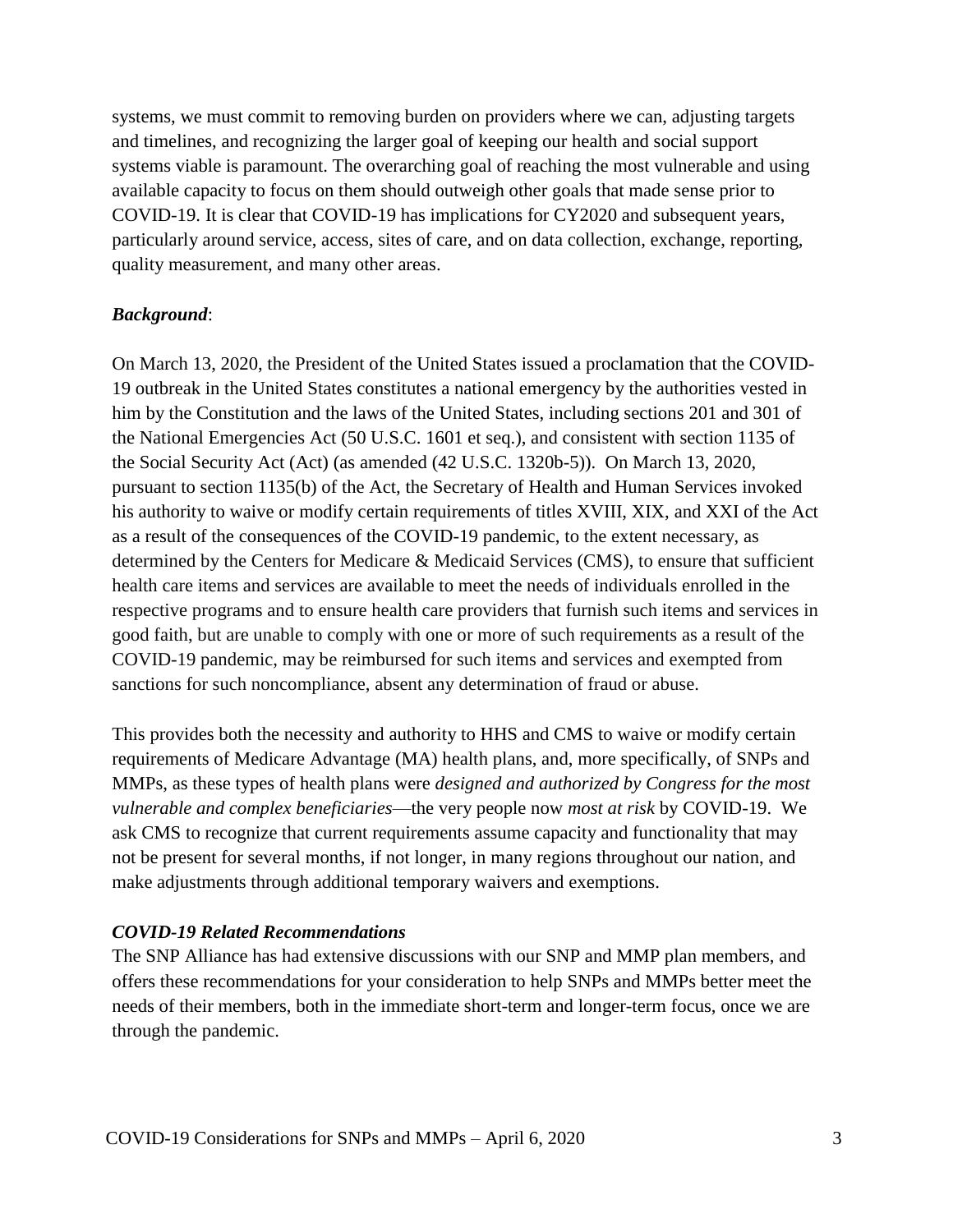systems, we must commit to removing burden on providers where we can, adjusting targets and timelines, and recognizing the larger goal of keeping our health and social support systems viable is paramount. The overarching goal of reaching the most vulnerable and using available capacity to focus on them should outweigh other goals that made sense prior to COVID-19. It is clear that COVID-19 has implications for CY2020 and subsequent years, particularly around service, access, sites of care, and on data collection, exchange, reporting, quality measurement, and many other areas.

***Background***:

On March 13, 2020, the President of the United States issued a proclamation that the COVID-19 outbreak in the United States constitutes a national emergency by the authorities vested in him by the Constitution and the laws of the United States, including sections 201 and 301 of the National Emergencies Act (50 U.S.C. 1601 et seq.), and consistent with section 1135 of the Social Security Act (Act) (as amended (42 U.S.C. 1320b-5)). On March 13, 2020, pursuant to section 1135(b) of the Act, the Secretary of Health and Human Services invoked his authority to waive or modify certain requirements of titles XVIII, XIX, and XXI of the Act as a result of the consequences of the COVID-19 pandemic, to the extent necessary, as determined by the Centers for Medicare & Medicaid Services (CMS), to ensure that sufficient health care items and services are available to meet the needs of individuals enrolled in the respective programs and to ensure health care providers that furnish such items and services in good faith, but are unable to comply with one or more of such requirements as a result of the COVID-19 pandemic, may be reimbursed for such items and services and exempted from sanctions for such noncompliance, absent any determination of fraud or abuse.

This provides both the necessity and authority to HHS and CMS to waive or modify certain requirements of Medicare Advantage (MA) health plans, and, more specifically, of SNPs and MMPs, as these types of health plans were *designed and authorized by Congress for the most vulnerable and complex beneficiaries*—the very people now *most at risk* by COVID-19. We ask CMS to recognize that current requirements assume capacity and functionality that may not be present for several months, if not longer, in many regions throughout our nation, and make adjustments through additional temporary waivers and exemptions.

***COVID-19 Related Recommendations***

The SNP Alliance has had extensive discussions with our SNP and MMP plan members, and offers these recommendations for your consideration to help SNPs and MMPs better meet the needs of their members, both in the immediate short-term and longer-term focus, once we are through the pandemic.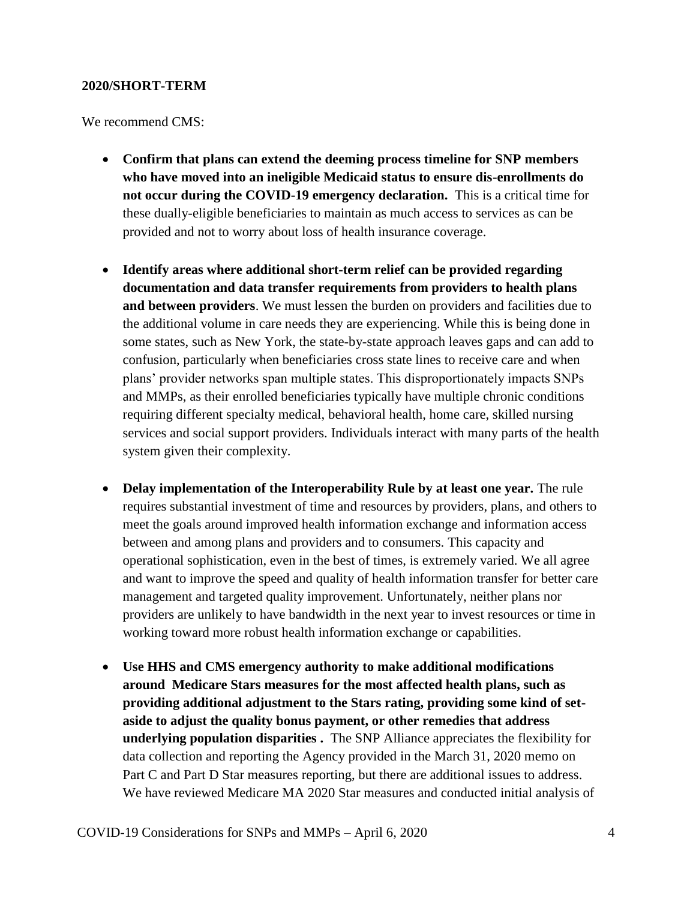**2020/SHORT-TERM**

We recommend CMS:

- **Confirm that plans can extend the deeming process timeline for SNP members who have moved into an ineligible Medicaid status to ensure dis-enrollments do not occur during the COVID-19 emergency declaration.** This is a critical time for these dually-eligible beneficiaries to maintain as much access to services as can be provided and not to worry about loss of health insurance coverage.

- **Identify areas where additional short-term relief can be provided regarding documentation and data transfer requirements from providers to health plans and between providers**. We must lessen the burden on providers and facilities due to the additional volume in care needs they are experiencing. While this is being done in some states, such as New York, the state-by-state approach leaves gaps and can add to confusion, particularly when beneficiaries cross state lines to receive care and when plans' provider networks span multiple states. This disproportionately impacts SNPs and MMPs, as their enrolled beneficiaries typically have multiple chronic conditions requiring different specialty medical, behavioral health, home care, skilled nursing services and social support providers. Individuals interact with many parts of the health system given their complexity.

- **Delay implementation of the Interoperability Rule by at least one year.** The rule requires substantial investment of time and resources by providers, plans, and others to meet the goals around improved health information exchange and information access between and among plans and providers and to consumers. This capacity and operational sophistication, even in the best of times, is extremely varied. We all agree and want to improve the speed and quality of health information transfer for better care management and targeted quality improvement. Unfortunately, neither plans nor providers are unlikely to have bandwidth in the next year to invest resources or time in working toward more robust health information exchange or capabilities.

- **Use HHS and CMS emergency authority to make additional modifications around Medicare Stars measures for the most affected health plans, such as providing additional adjustment to the Stars rating, providing some kind of set-aside to adjust the quality bonus payment, or other remedies that address underlying population disparities .** The SNP Alliance appreciates the flexibility for data collection and reporting the Agency provided in the March 31, 2020 memo on Part C and Part D Star measures reporting, but there are additional issues to address. We have reviewed Medicare MA 2020 Star measures and conducted initial analysis of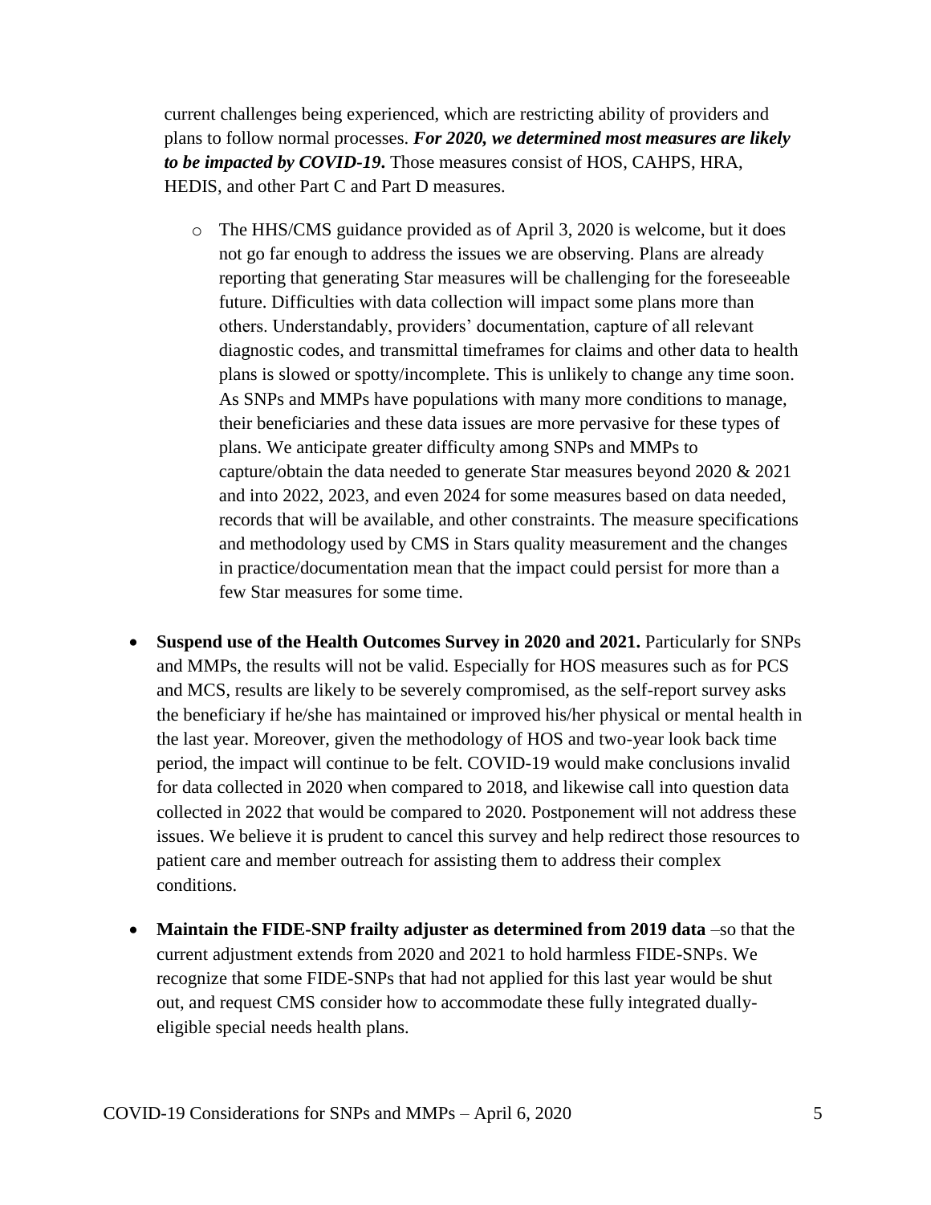current challenges being experienced, which are restricting ability of providers and plans to follow normal processes. ***For 2020, we determined most measures are likely to be impacted by COVID-19.*** Those measures consist of HOS, CAHPS, HRA, HEDIS, and other Part C and Part D measures.

- The HHS/CMS guidance provided as of April 3, 2020 is welcome, but it does not go far enough to address the issues we are observing. Plans are already reporting that generating Star measures will be challenging for the foreseeable future. Difficulties with data collection will impact some plans more than others. Understandably, providers' documentation, capture of all relevant diagnostic codes, and transmittal timeframes for claims and other data to health plans is slowed or spotty/incomplete. This is unlikely to change any time soon. As SNPs and MMPs have populations with many more conditions to manage, their beneficiaries and these data issues are more pervasive for these types of plans. We anticipate greater difficulty among SNPs and MMPs to capture/obtain the data needed to generate Star measures beyond 2020 & 2021 and into 2022, 2023, and even 2024 for some measures based on data needed, records that will be available, and other constraints. The measure specifications and methodology used by CMS in Stars quality measurement and the changes in practice/documentation mean that the impact could persist for more than a few Star measures for some time.

- **Suspend use of the Health Outcomes Survey in 2020 and 2021.** Particularly for SNPs and MMPs, the results will not be valid. Especially for HOS measures such as for PCS and MCS, results are likely to be severely compromised, as the self-report survey asks the beneficiary if he/she has maintained or improved his/her physical or mental health in the last year. Moreover, given the methodology of HOS and two-year look back time period, the impact will continue to be felt. COVID-19 would make conclusions invalid for data collected in 2020 when compared to 2018, and likewise call into question data collected in 2022 that would be compared to 2020. Postponement will not address these issues. We believe it is prudent to cancel this survey and help redirect those resources to patient care and member outreach for assisting them to address their complex conditions.

- **Maintain the FIDE-SNP frailty adjuster as determined from 2019 data** –so that the current adjustment extends from 2020 and 2021 to hold harmless FIDE-SNPs. We recognize that some FIDE-SNPs that had not applied for this last year would be shut out, and request CMS consider how to accommodate these fully integrated dually-eligible special needs health plans.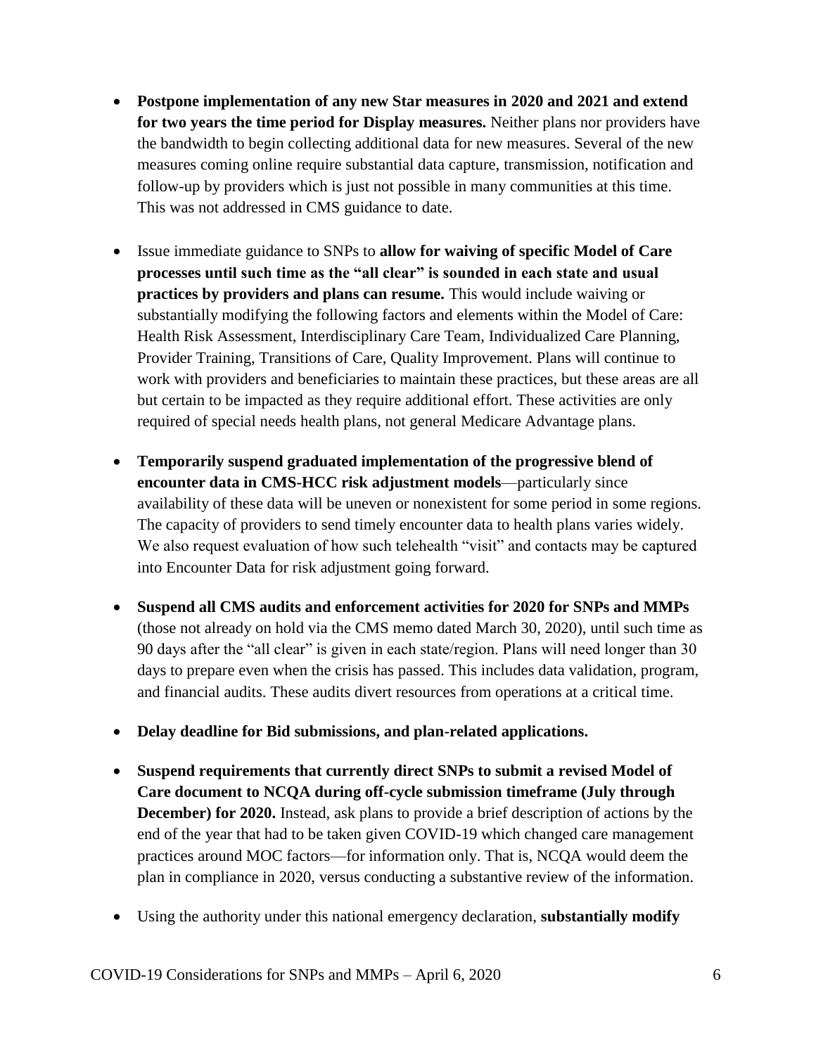- **Postpone implementation of any new Star measures in 2020 and 2021 and extend for two years the time period for Display measures.** Neither plans nor providers have the bandwidth to begin collecting additional data for new measures. Several of the new measures coming online require substantial data capture, transmission, notification and follow-up by providers which is just not possible in many communities at this time. This was not addressed in CMS guidance to date.

- Issue immediate guidance to SNPs to **allow for waiving of specific Model of Care processes until such time as the "all clear" is sounded in each state and usual practices by providers and plans can resume.** This would include waiving or substantially modifying the following factors and elements within the Model of Care: Health Risk Assessment, Interdisciplinary Care Team, Individualized Care Planning, Provider Training, Transitions of Care, Quality Improvement. Plans will continue to work with providers and beneficiaries to maintain these practices, but these areas are all but certain to be impacted as they require additional effort. These activities are only required of special needs health plans, not general Medicare Advantage plans.

- **Temporarily suspend graduated implementation of the progressive blend of encounter data in CMS-HCC risk adjustment models**—particularly since availability of these data will be uneven or nonexistent for some period in some regions. The capacity of providers to send timely encounter data to health plans varies widely. We also request evaluation of how such telehealth "visit" and contacts may be captured into Encounter Data for risk adjustment going forward.

- **Suspend all CMS audits and enforcement activities for 2020 for SNPs and MMPs** (those not already on hold via the CMS memo dated March 30, 2020), until such time as 90 days after the "all clear" is given in each state/region. Plans will need longer than 30 days to prepare even when the crisis has passed. This includes data validation, program, and financial audits. These audits divert resources from operations at a critical time.

- **Delay deadline for Bid submissions, and plan-related applications.**

- **Suspend requirements that currently direct SNPs to submit a revised Model of Care document to NCQA during off-cycle submission timeframe (July through December) for 2020.** Instead, ask plans to provide a brief description of actions by the end of the year that had to be taken given COVID-19 which changed care management practices around MOC factors—for information only. That is, NCQA would deem the plan in compliance in 2020, versus conducting a substantive review of the information.

- Using the authority under this national emergency declaration, **substantially modify**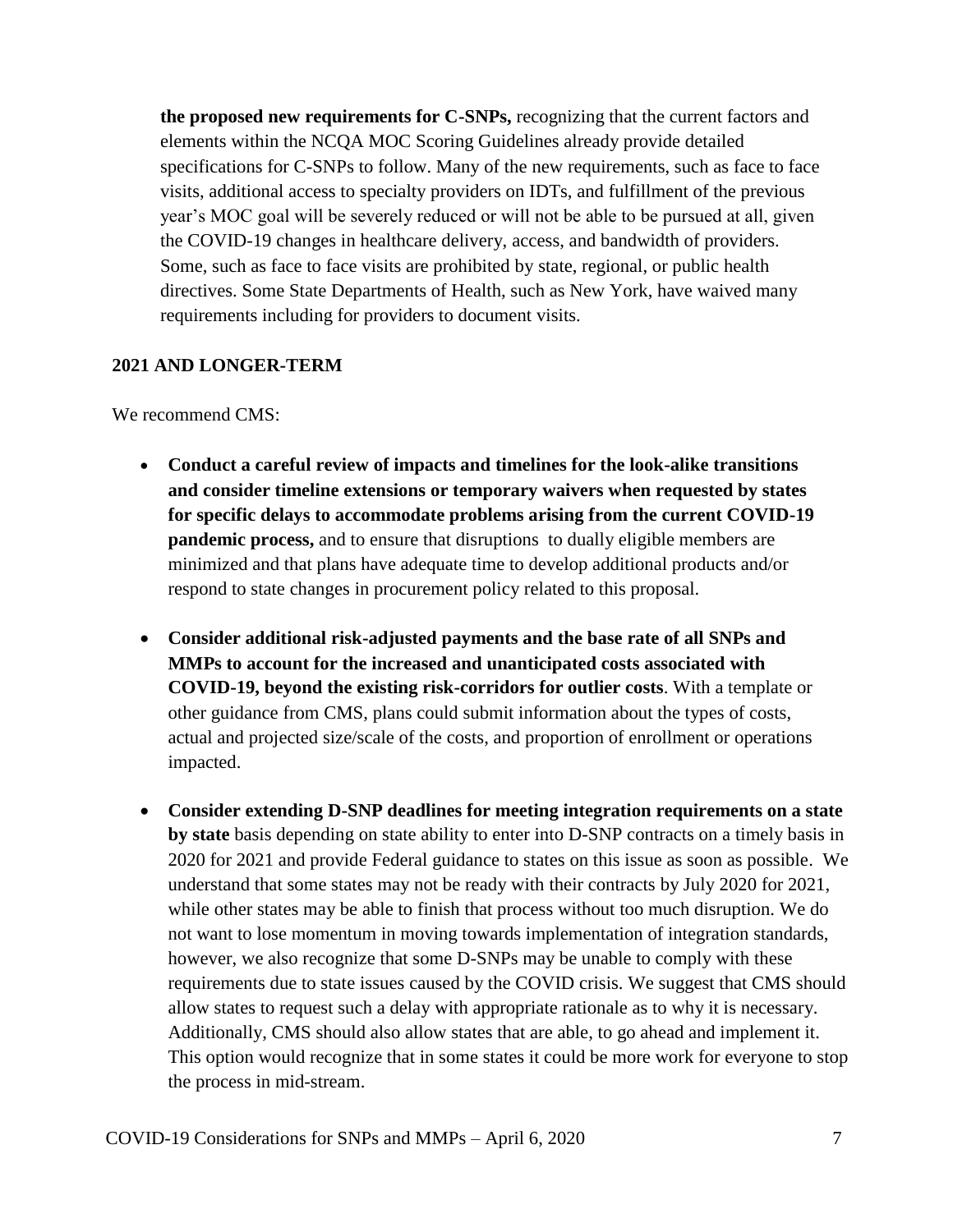**the proposed new requirements for C-SNPs,** recognizing that the current factors and elements within the NCQA MOC Scoring Guidelines already provide detailed specifications for C-SNPs to follow. Many of the new requirements, such as face to face visits, additional access to specialty providers on IDTs, and fulfillment of the previous year's MOC goal will be severely reduced or will not be able to be pursued at all, given the COVID-19 changes in healthcare delivery, access, and bandwidth of providers. Some, such as face to face visits are prohibited by state, regional, or public health directives. Some State Departments of Health, such as New York, have waived many requirements including for providers to document visits.

## 2021 AND LONGER-TERM

We recommend CMS:

- **Conduct a careful review of impacts and timelines for the look-alike transitions and consider timeline extensions or temporary waivers when requested by states for specific delays to accommodate problems arising from the current COVID-19 pandemic process,** and to ensure that disruptions to dually eligible members are minimized and that plans have adequate time to develop additional products and/or respond to state changes in procurement policy related to this proposal.

- **Consider additional risk-adjusted payments and the base rate of all SNPs and MMPs to account for the increased and unanticipated costs associated with COVID-19, beyond the existing risk-corridors for outlier costs**. With a template or other guidance from CMS, plans could submit information about the types of costs, actual and projected size/scale of the costs, and proportion of enrollment or operations impacted.

- **Consider extending D-SNP deadlines for meeting integration requirements on a state by state** basis depending on state ability to enter into D-SNP contracts on a timely basis in 2020 for 2021 and provide Federal guidance to states on this issue as soon as possible. We understand that some states may not be ready with their contracts by July 2020 for 2021, while other states may be able to finish that process without too much disruption. We do not want to lose momentum in moving towards implementation of integration standards, however, we also recognize that some D-SNPs may be unable to comply with these requirements due to state issues caused by the COVID crisis. We suggest that CMS should allow states to request such a delay with appropriate rationale as to why it is necessary. Additionally, CMS should also allow states that are able, to go ahead and implement it. This option would recognize that in some states it could be more work for everyone to stop the process in mid-stream.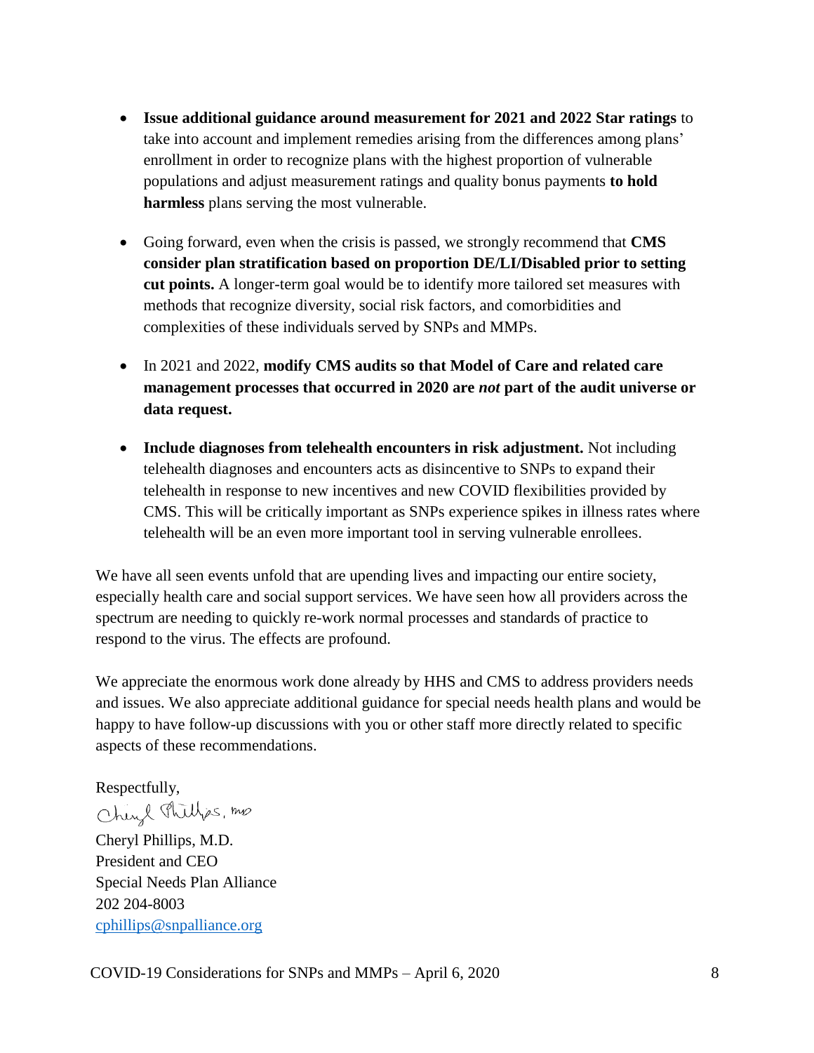- **Issue additional guidance around measurement for 2021 and 2022 Star ratings** to take into account and implement remedies arising from the differences among plans' enrollment in order to recognize plans with the highest proportion of vulnerable populations and adjust measurement ratings and quality bonus payments **to hold harmless** plans serving the most vulnerable.

- Going forward, even when the crisis is passed, we strongly recommend that **CMS consider plan stratification based on proportion DE/LI/Disabled prior to setting cut points.** A longer-term goal would be to identify more tailored set measures with methods that recognize diversity, social risk factors, and comorbidities and complexities of these individuals served by SNPs and MMPs.

- In 2021 and 2022, **modify CMS audits so that Model of Care and related care management processes that occurred in 2020 are *not* part of the audit universe or data request.**

- **Include diagnoses from telehealth encounters in risk adjustment.** Not including telehealth diagnoses and encounters acts as disincentive to SNPs to expand their telehealth in response to new incentives and new COVID flexibilities provided by CMS. This will be critically important as SNPs experience spikes in illness rates where telehealth will be an even more important tool in serving vulnerable enrollees.

We have all seen events unfold that are upending lives and impacting our entire society, especially health care and social support services. We have seen how all providers across the spectrum are needing to quickly re-work normal processes and standards of practice to respond to the virus. The effects are profound.

We appreciate the enormous work done already by HHS and CMS to address providers needs and issues. We also appreciate additional guidance for special needs health plans and would be happy to have follow-up discussions with you or other staff more directly related to specific aspects of these recommendations.

Respectfully,

Cheryl Phillips, MD

Cheryl Phillips, M.D.
President and CEO
Special Needs Plan Alliance
202 204-8003
cphillips@snpalliance.org